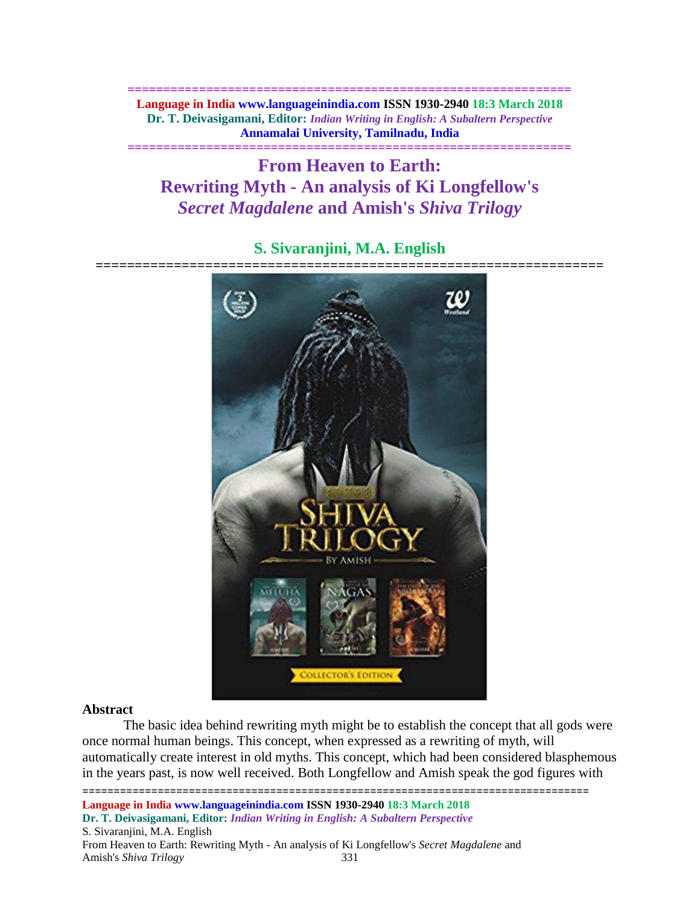# From Heaven to Earth: Rewriting Myth - An analysis of Ki Longfellow's *Secret Magdalene* and Amish's *Shiva Trilogy*

## S. Sivaranjini, M.A. English

### Abstract

The basic idea behind rewriting myth might be to establish the concept that all gods were once normal human beings. This concept, when expressed as a rewriting of myth, will automatically create interest in old myths. This concept, which had been considered blasphemous in the years past, is now well received. Both Longfellow and Amish speak the god figures with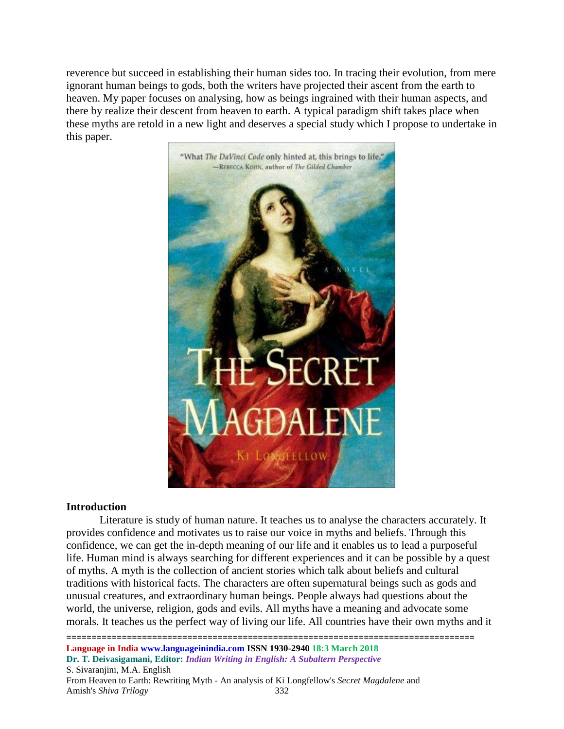reverence but succeed in establishing their human sides too. In tracing their evolution, from mere ignorant human beings to gods, both the writers have projected their ascent from the earth to heaven. My paper focuses on analysing, how as beings ingrained with their human aspects, and there by realize their descent from heaven to earth. A typical paradigm shift takes place when these myths are retold in a new light and deserves a special study which I propose to undertake in this paper.

## Introduction

Literature is study of human nature. It teaches us to analyse the characters accurately. It provides confidence and motivates us to raise our voice in myths and beliefs. Through this confidence, we can get the in-depth meaning of our life and it enables us to lead a purposeful life. Human mind is always searching for different experiences and it can be possible by a quest of myths. A myth is the collection of ancient stories which talk about beliefs and cultural traditions with historical facts. The characters are often supernatural beings such as gods and unusual creatures, and extraordinary human beings. People always had questions about the world, the universe, religion, gods and evils. All myths have a meaning and advocate some morals. It teaches us the perfect way of living our life. All countries have their own myths and it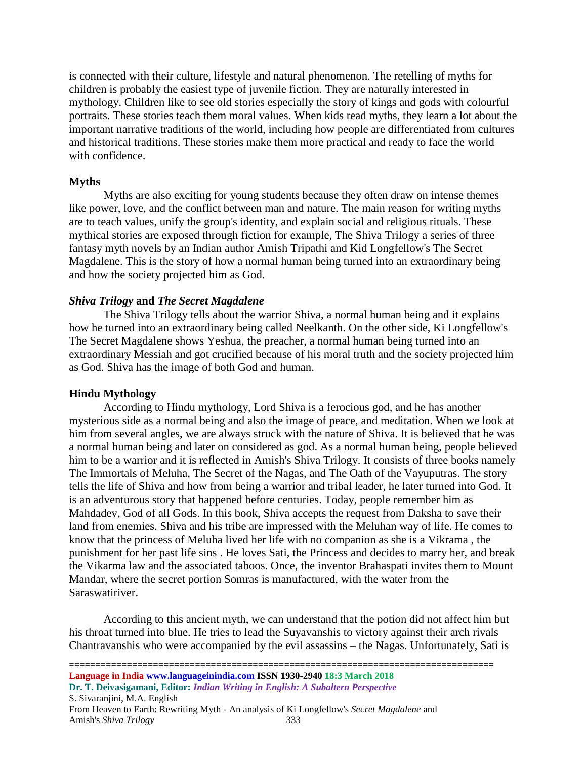is connected with their culture, lifestyle and natural phenomenon. The retelling of myths for children is probably the easiest type of juvenile fiction. They are naturally interested in mythology. Children like to see old stories especially the story of kings and gods with colourful portraits. These stories teach them moral values. When kids read myths, they learn a lot about the important narrative traditions of the world, including how people are differentiated from cultures and historical traditions. These stories make them more practical and ready to face the world with confidence.

**Myths**

Myths are also exciting for young students because they often draw on intense themes like power, love, and the conflict between man and nature. The main reason for writing myths are to teach values, unify the group's identity, and explain social and religious rituals. These mythical stories are exposed through fiction for example, The Shiva Trilogy a series of three fantasy myth novels by an Indian author Amish Tripathi and Kid Longfellow's The Secret Magdalene. This is the story of how a normal human being turned into an extraordinary being and how the society projected him as God.

***Shiva Trilogy* and *The Secret Magdalene***

The Shiva Trilogy tells about the warrior Shiva, a normal human being and it explains how he turned into an extraordinary being called Neelkanth. On the other side, Ki Longfellow's The Secret Magdalene shows Yeshua, the preacher, a normal human being turned into an extraordinary Messiah and got crucified because of his moral truth and the society projected him as God. Shiva has the image of both God and human.

**Hindu Mythology**

According to Hindu mythology, Lord Shiva is a ferocious god, and he has another mysterious side as a normal being and also the image of peace, and meditation. When we look at him from several angles, we are always struck with the nature of Shiva. It is believed that he was a normal human being and later on considered as god. As a normal human being, people believed him to be a warrior and it is reflected in Amish's Shiva Trilogy. It consists of three books namely The Immortals of Meluha, The Secret of the Nagas, and The Oath of the Vayuputras. The story tells the life of Shiva and how from being a warrior and tribal leader, he later turned into God. It is an adventurous story that happened before centuries. Today, people remember him as Mahdadev, God of all Gods. In this book, Shiva accepts the request from Daksha to save their land from enemies. Shiva and his tribe are impressed with the Meluhan way of life. He comes to know that the princess of Meluha lived her life with no companion as she is a Vikrama , the punishment for her past life sins . He loves Sati, the Princess and decides to marry her, and break the Vikarma law and the associated taboos. Once, the inventor Brahaspati invites them to Mount Mandar, where the secret portion Somras is manufactured, with the water from the Saraswatiriver.

According to this ancient myth, we can understand that the potion did not affect him but his throat turned into blue. He tries to lead the Suyavanshis to victory against their arch rivals Chantravanshis who were accompanied by the evil assassins – the Nagas. Unfortunately, Sati is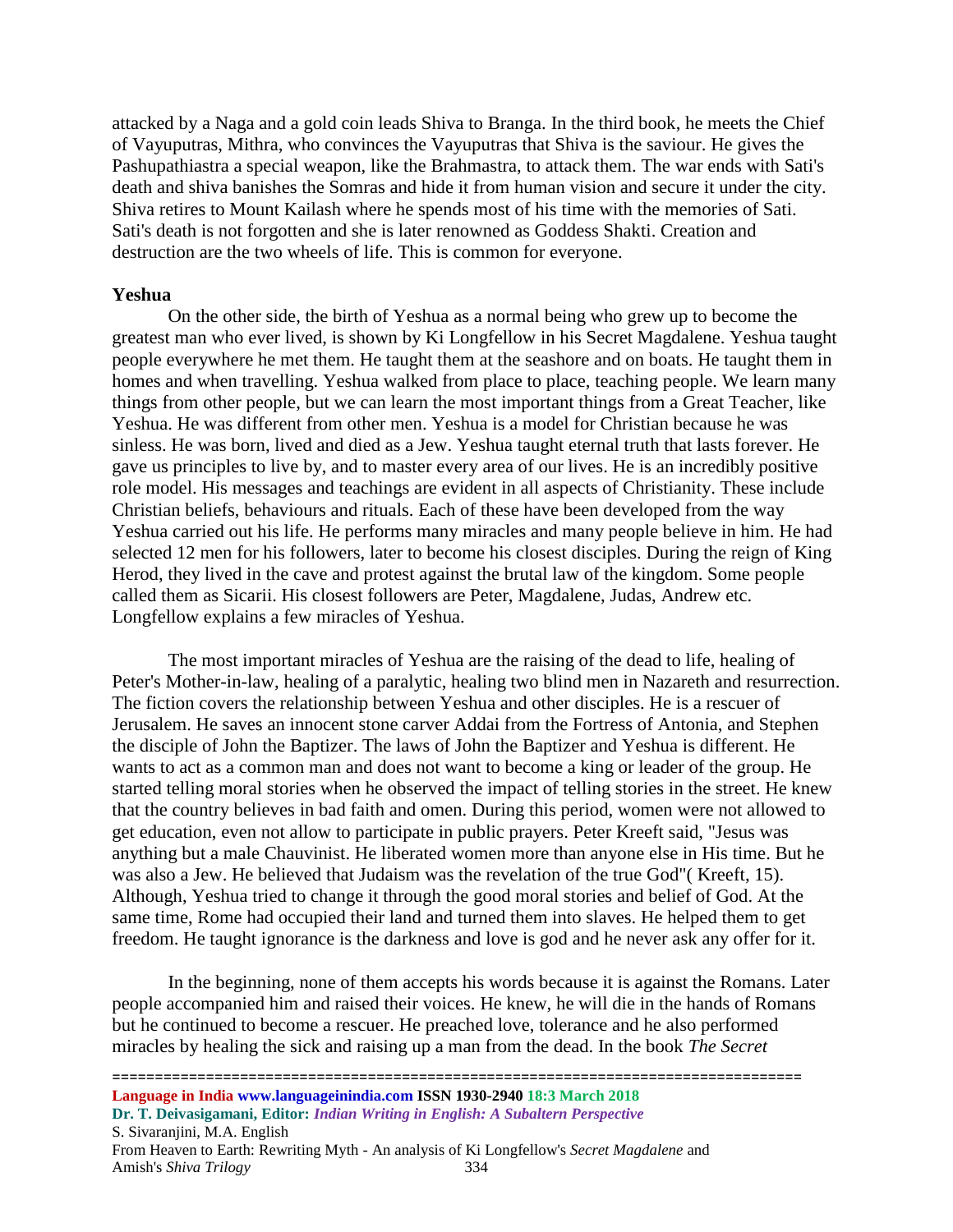attacked by a Naga and a gold coin leads Shiva to Branga. In the third book, he meets the Chief of Vayuputras, Mithra, who convinces the Vayuputras that Shiva is the saviour. He gives the Pashupathiastra a special weapon, like the Brahmastra, to attack them. The war ends with Sati's death and shiva banishes the Somras and hide it from human vision and secure it under the city. Shiva retires to Mount Kailash where he spends most of his time with the memories of Sati. Sati's death is not forgotten and she is later renowned as Goddess Shakti. Creation and destruction are the two wheels of life. This is common for everyone.

**Yeshua**

On the other side, the birth of Yeshua as a normal being who grew up to become the greatest man who ever lived, is shown by Ki Longfellow in his Secret Magdalene. Yeshua taught people everywhere he met them. He taught them at the seashore and on boats. He taught them in homes and when travelling. Yeshua walked from place to place, teaching people. We learn many things from other people, but we can learn the most important things from a Great Teacher, like Yeshua. He was different from other men. Yeshua is a model for Christian because he was sinless. He was born, lived and died as a Jew. Yeshua taught eternal truth that lasts forever. He gave us principles to live by, and to master every area of our lives. He is an incredibly positive role model. His messages and teachings are evident in all aspects of Christianity. These include Christian beliefs, behaviours and rituals. Each of these have been developed from the way Yeshua carried out his life. He performs many miracles and many people believe in him. He had selected 12 men for his followers, later to become his closest disciples. During the reign of King Herod, they lived in the cave and protest against the brutal law of the kingdom. Some people called them as Sicarii. His closest followers are Peter, Magdalene, Judas, Andrew etc. Longfellow explains a few miracles of Yeshua.

The most important miracles of Yeshua are the raising of the dead to life, healing of Peter's Mother-in-law, healing of a paralytic, healing two blind men in Nazareth and resurrection. The fiction covers the relationship between Yeshua and other disciples. He is a rescuer of Jerusalem. He saves an innocent stone carver Addai from the Fortress of Antonia, and Stephen the disciple of John the Baptizer. The laws of John the Baptizer and Yeshua is different. He wants to act as a common man and does not want to become a king or leader of the group. He started telling moral stories when he observed the impact of telling stories in the street. He knew that the country believes in bad faith and omen. During this period, women were not allowed to get education, even not allow to participate in public prayers. Peter Kreeft said, "Jesus was anything but a male Chauvinist. He liberated women more than anyone else in His time. But he was also a Jew. He believed that Judaism was the revelation of the true God"( Kreeft, 15). Although, Yeshua tried to change it through the good moral stories and belief of God. At the same time, Rome had occupied their land and turned them into slaves. He helped them to get freedom. He taught ignorance is the darkness and love is god and he never ask any offer for it.

In the beginning, none of them accepts his words because it is against the Romans. Later people accompanied him and raised their voices. He knew, he will die in the hands of Romans but he continued to become a rescuer. He preached love, tolerance and he also performed miracles by healing the sick and raising up a man from the dead. In the book *The Secret*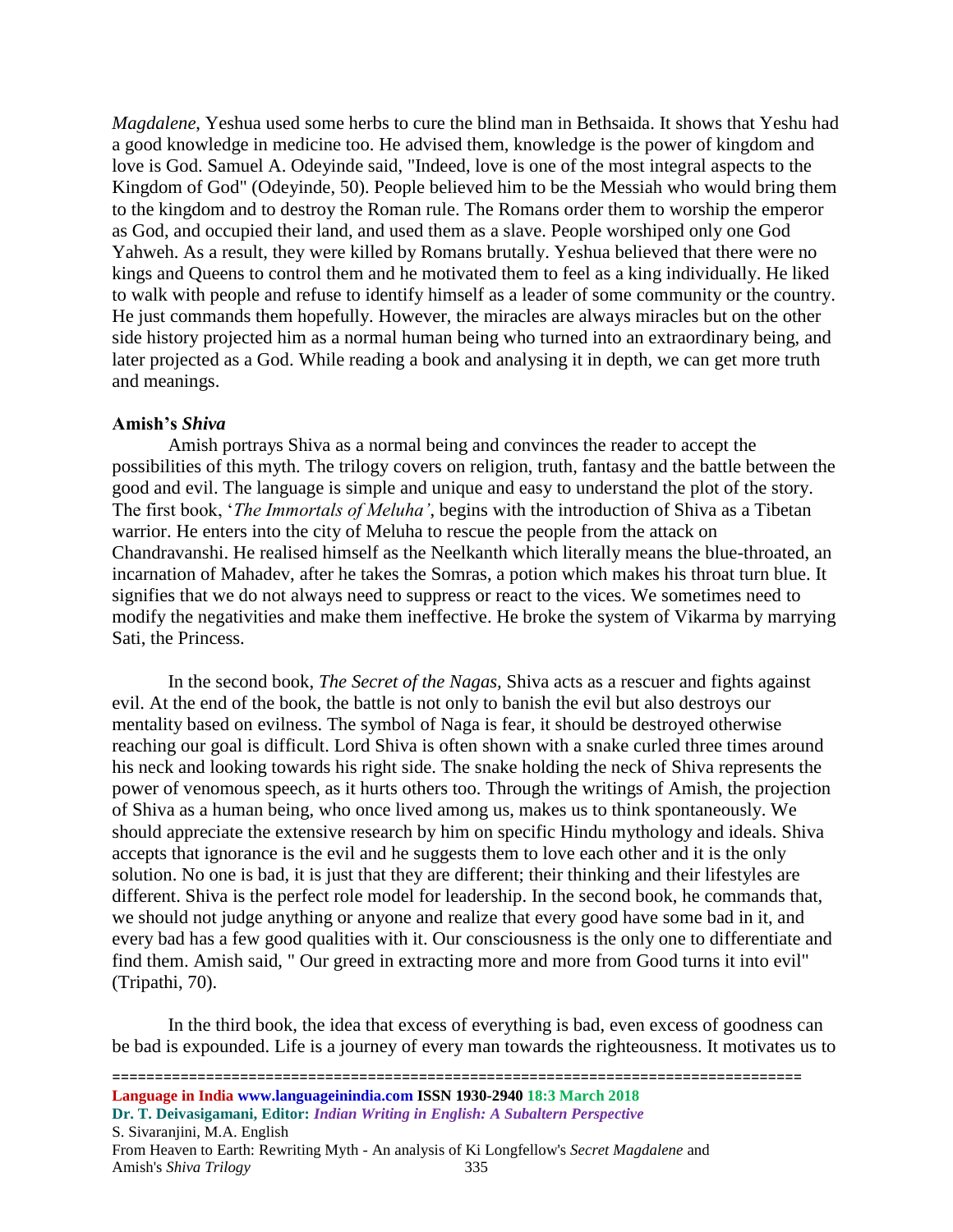*Magdalene*, Yeshua used some herbs to cure the blind man in Bethsaida. It shows that Yeshu had a good knowledge in medicine too. He advised them, knowledge is the power of kingdom and love is God. Samuel A. Odeyinde said, "Indeed, love is one of the most integral aspects to the Kingdom of God" (Odeyinde, 50). People believed him to be the Messiah who would bring them to the kingdom and to destroy the Roman rule. The Romans order them to worship the emperor as God, and occupied their land, and used them as a slave. People worshiped only one God Yahweh. As a result, they were killed by Romans brutally. Yeshua believed that there were no kings and Queens to control them and he motivated them to feel as a king individually. He liked to walk with people and refuse to identify himself as a leader of some community or the country. He just commands them hopefully. However, the miracles are always miracles but on the other side history projected him as a normal human being who turned into an extraordinary being, and later projected as a God. While reading a book and analysing it in depth, we can get more truth and meanings.

**Amish's *Shiva***

Amish portrays Shiva as a normal being and convinces the reader to accept the possibilities of this myth. The trilogy covers on religion, truth, fantasy and the battle between the good and evil. The language is simple and unique and easy to understand the plot of the story. The first book, '*The Immortals of Meluha'*, begins with the introduction of Shiva as a Tibetan warrior. He enters into the city of Meluha to rescue the people from the attack on Chandravanshi. He realised himself as the Neelkanth which literally means the blue-throated, an incarnation of Mahadev, after he takes the Somras, a potion which makes his throat turn blue. It signifies that we do not always need to suppress or react to the vices. We sometimes need to modify the negativities and make them ineffective. He broke the system of Vikarma by marrying Sati, the Princess.

In the second book, *The Secret of the Nagas,* Shiva acts as a rescuer and fights against evil. At the end of the book, the battle is not only to banish the evil but also destroys our mentality based on evilness. The symbol of Naga is fear, it should be destroyed otherwise reaching our goal is difficult. Lord Shiva is often shown with a snake curled three times around his neck and looking towards his right side. The snake holding the neck of Shiva represents the power of venomous speech, as it hurts others too. Through the writings of Amish, the projection of Shiva as a human being, who once lived among us, makes us to think spontaneously. We should appreciate the extensive research by him on specific Hindu mythology and ideals. Shiva accepts that ignorance is the evil and he suggests them to love each other and it is the only solution. No one is bad, it is just that they are different; their thinking and their lifestyles are different. Shiva is the perfect role model for leadership. In the second book, he commands that, we should not judge anything or anyone and realize that every good have some bad in it, and every bad has a few good qualities with it. Our consciousness is the only one to differentiate and find them. Amish said, " Our greed in extracting more and more from Good turns it into evil" (Tripathi, 70).

In the third book, the idea that excess of everything is bad, even excess of goodness can be bad is expounded. Life is a journey of every man towards the righteousness. It motivates us to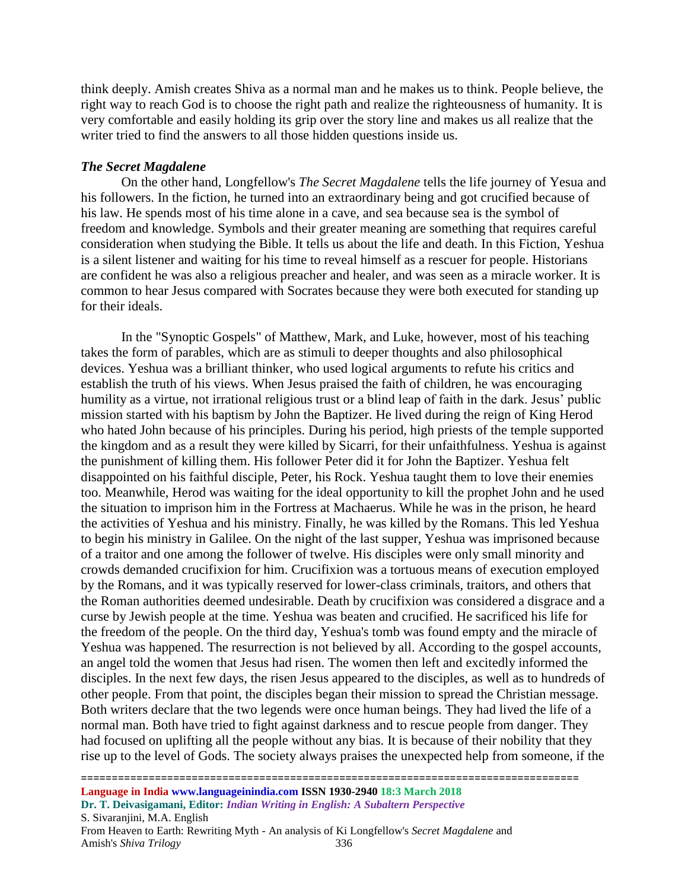think deeply. Amish creates Shiva as a normal man and he makes us to think. People believe, the right way to reach God is to choose the right path and realize the righteousness of humanity. It is very comfortable and easily holding its grip over the story line and makes us all realize that the writer tried to find the answers to all those hidden questions inside us.

### *The Secret Magdalene*

On the other hand, Longfellow's *The Secret Magdalene* tells the life journey of Yesua and his followers. In the fiction, he turned into an extraordinary being and got crucified because of his law. He spends most of his time alone in a cave, and sea because sea is the symbol of freedom and knowledge. Symbols and their greater meaning are something that requires careful consideration when studying the Bible. It tells us about the life and death. In this Fiction, Yeshua is a silent listener and waiting for his time to reveal himself as a rescuer for people. Historians are confident he was also a religious preacher and healer, and was seen as a miracle worker. It is common to hear Jesus compared with Socrates because they were both executed for standing up for their ideals.

In the "Synoptic Gospels" of Matthew, Mark, and Luke, however, most of his teaching takes the form of parables, which are as stimuli to deeper thoughts and also philosophical devices. Yeshua was a brilliant thinker, who used logical arguments to refute his critics and establish the truth of his views. When Jesus praised the faith of children, he was encouraging humility as a virtue, not irrational religious trust or a blind leap of faith in the dark. Jesus' public mission started with his baptism by John the Baptizer. He lived during the reign of King Herod who hated John because of his principles. During his period, high priests of the temple supported the kingdom and as a result they were killed by Sicarri, for their unfaithfulness. Yeshua is against the punishment of killing them. His follower Peter did it for John the Baptizer. Yeshua felt disappointed on his faithful disciple, Peter, his Rock. Yeshua taught them to love their enemies too. Meanwhile, Herod was waiting for the ideal opportunity to kill the prophet John and he used the situation to imprison him in the Fortress at Machaerus. While he was in the prison, he heard the activities of Yeshua and his ministry. Finally, he was killed by the Romans. This led Yeshua to begin his ministry in Galilee. On the night of the last supper, Yeshua was imprisoned because of a traitor and one among the follower of twelve. His disciples were only small minority and crowds demanded crucifixion for him. Crucifixion was a tortuous means of execution employed by the Romans, and it was typically reserved for lower-class criminals, traitors, and others that the Roman authorities deemed undesirable. Death by crucifixion was considered a disgrace and a curse by Jewish people at the time. Yeshua was beaten and crucified. He sacrificed his life for the freedom of the people. On the third day, Yeshua's tomb was found empty and the miracle of Yeshua was happened. The resurrection is not believed by all. According to the gospel accounts, an angel told the women that Jesus had risen. The women then left and excitedly informed the disciples. In the next few days, the risen Jesus appeared to the disciples, as well as to hundreds of other people. From that point, the disciples began their mission to spread the Christian message. Both writers declare that the two legends were once human beings. They had lived the life of a normal man. Both have tried to fight against darkness and to rescue people from danger. They had focused on uplifting all the people without any bias. It is because of their nobility that they rise up to the level of Gods. The society always praises the unexpected help from someone, if the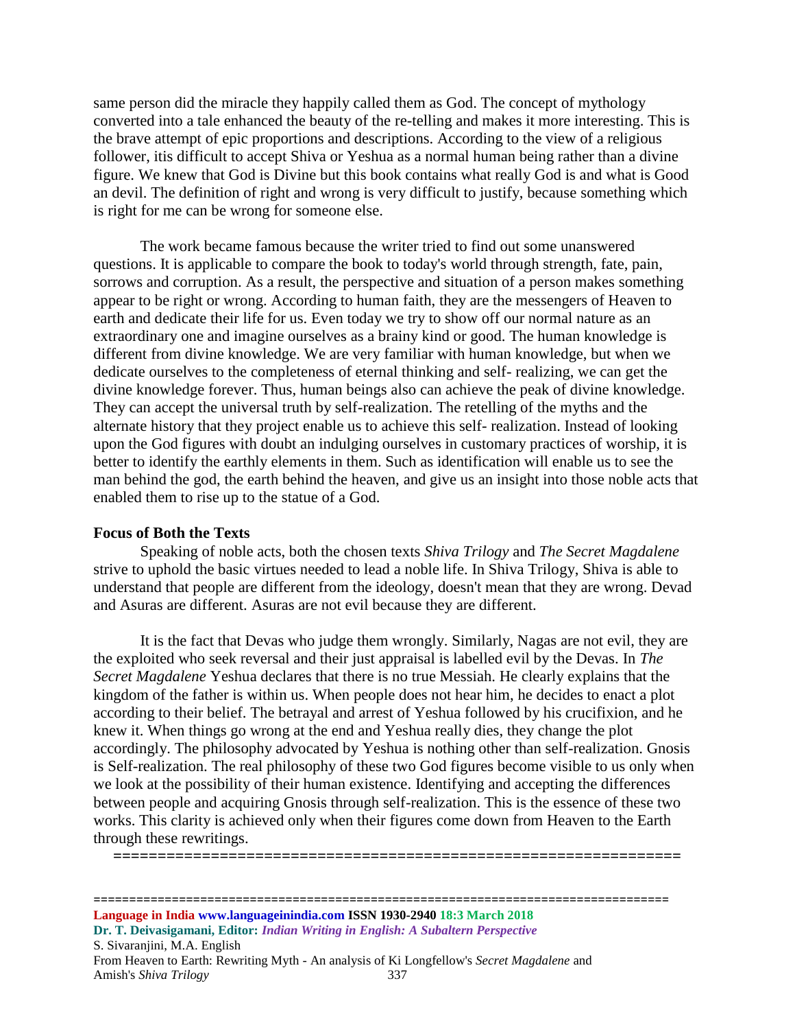same person did the miracle they happily called them as God. The concept of mythology converted into a tale enhanced the beauty of the re-telling and makes it more interesting. This is the brave attempt of epic proportions and descriptions. According to the view of a religious follower, itis difficult to accept Shiva or Yeshua as a normal human being rather than a divine figure. We knew that God is Divine but this book contains what really God is and what is Good an devil. The definition of right and wrong is very difficult to justify, because something which is right for me can be wrong for someone else.

The work became famous because the writer tried to find out some unanswered questions. It is applicable to compare the book to today's world through strength, fate, pain, sorrows and corruption. As a result, the perspective and situation of a person makes something appear to be right or wrong. According to human faith, they are the messengers of Heaven to earth and dedicate their life for us. Even today we try to show off our normal nature as an extraordinary one and imagine ourselves as a brainy kind or good. The human knowledge is different from divine knowledge. We are very familiar with human knowledge, but when we dedicate ourselves to the completeness of eternal thinking and self- realizing, we can get the divine knowledge forever. Thus, human beings also can achieve the peak of divine knowledge. They can accept the universal truth by self-realization. The retelling of the myths and the alternate history that they project enable us to achieve this self- realization. Instead of looking upon the God figures with doubt an indulging ourselves in customary practices of worship, it is better to identify the earthly elements in them. Such as identification will enable us to see the man behind the god, the earth behind the heaven, and give us an insight into those noble acts that enabled them to rise up to the statue of a God.

**Focus of Both the Texts**

Speaking of noble acts, both the chosen texts *Shiva Trilogy* and *The Secret Magdalene* strive to uphold the basic virtues needed to lead a noble life. In Shiva Trilogy, Shiva is able to understand that people are different from the ideology, doesn't mean that they are wrong. Devad and Asuras are different. Asuras are not evil because they are different.

It is the fact that Devas who judge them wrongly. Similarly, Nagas are not evil, they are the exploited who seek reversal and their just appraisal is labelled evil by the Devas. In *The Secret Magdalene* Yeshua declares that there is no true Messiah. He clearly explains that the kingdom of the father is within us. When people does not hear him, he decides to enact a plot according to their belief. The betrayal and arrest of Yeshua followed by his crucifixion, and he knew it. When things go wrong at the end and Yeshua really dies, they change the plot accordingly. The philosophy advocated by Yeshua is nothing other than self-realization. Gnosis is Self-realization. The real philosophy of these two God figures become visible to us only when we look at the possibility of their human existence. Identifying and accepting the differences between people and acquiring Gnosis through self-realization. This is the essence of these two works. This clarity is achieved only when their figures come down from Heaven to the Earth through these rewritings.

=================================================================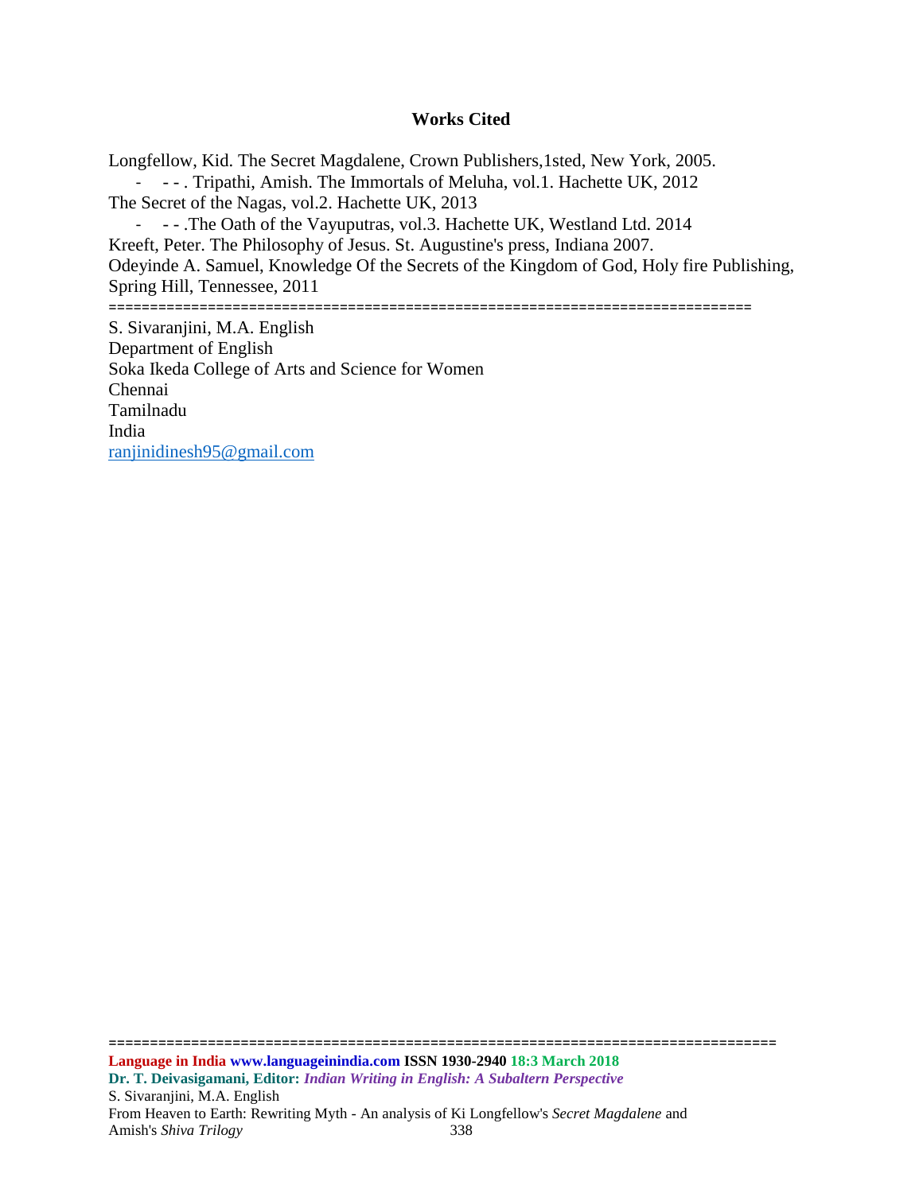## Works Cited

Longfellow, Kid. The Secret Magdalene, Crown Publishers,1sted, New York, 2005.

- - - . Tripathi, Amish. The Immortals of Meluha, vol.1. Hachette UK, 2012

The Secret of the Nagas, vol.2. Hachette UK, 2013

- - - .The Oath of the Vayuputras, vol.3. Hachette UK, Westland Ltd. 2014

Kreeft, Peter. The Philosophy of Jesus. St. Augustine's press, Indiana 2007.

Odeyinde A. Samuel, Knowledge Of the Secrets of the Kingdom of God, Holy fire Publishing, Spring Hill, Tennessee, 2011

=================================================================================

S. Sivaranjini, M.A. English
Department of English
Soka Ikeda College of Arts and Science for Women
Chennai
Tamilnadu
India
ranjinidinesh95@gmail.com